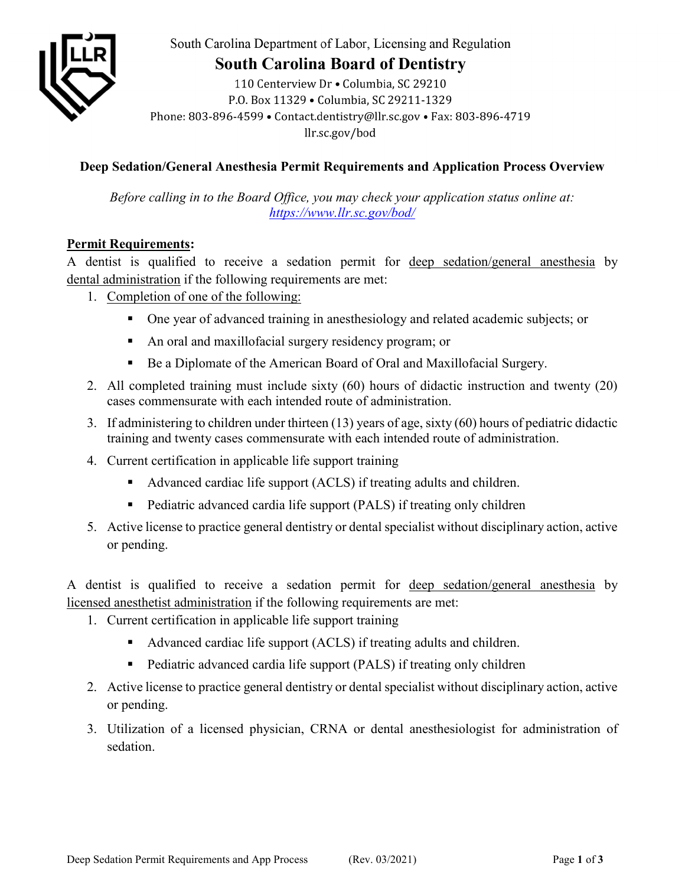South Carolina Department of Labor, Licensing and Regulation

# South Carolina Board of Dentistry

110 Centerview Dr • Columbia, SC 29210
P.O. Box 11329 • Columbia, SC 29211-1329
Phone: 803-896-4599 • Contact.dentistry@llr.sc.gov • Fax: 803-896-4719
llr.sc.gov/bod

## Deep Sedation/General Anesthesia Permit Requirements and Application Process Overview

*Before calling in to the Board Office, you may check your application status online at:* [*https://www.llr.sc.gov/bod/*](https://www.llr.sc.gov/bod/)

**Permit Requirements:**

A dentist is qualified to receive a sedation permit for deep sedation/general anesthesia by dental administration if the following requirements are met:

1. Completion of one of the following:
   - One year of advanced training in anesthesiology and related academic subjects; or
   - An oral and maxillofacial surgery residency program; or
   - Be a Diplomate of the American Board of Oral and Maxillofacial Surgery.
2. All completed training must include sixty (60) hours of didactic instruction and twenty (20) cases commensurate with each intended route of administration.
3. If administering to children under thirteen (13) years of age, sixty (60) hours of pediatric didactic training and twenty cases commensurate with each intended route of administration.
4. Current certification in applicable life support training
   - Advanced cardiac life support (ACLS) if treating adults and children.
   - Pediatric advanced cardia life support (PALS) if treating only children
5. Active license to practice general dentistry or dental specialist without disciplinary action, active or pending.

A dentist is qualified to receive a sedation permit for deep sedation/general anesthesia by licensed anesthetist administration if the following requirements are met:

1. Current certification in applicable life support training
   - Advanced cardiac life support (ACLS) if treating adults and children.
   - Pediatric advanced cardia life support (PALS) if treating only children
2. Active license to practice general dentistry or dental specialist without disciplinary action, active or pending.
3. Utilization of a licensed physician, CRNA or dental anesthesiologist for administration of sedation.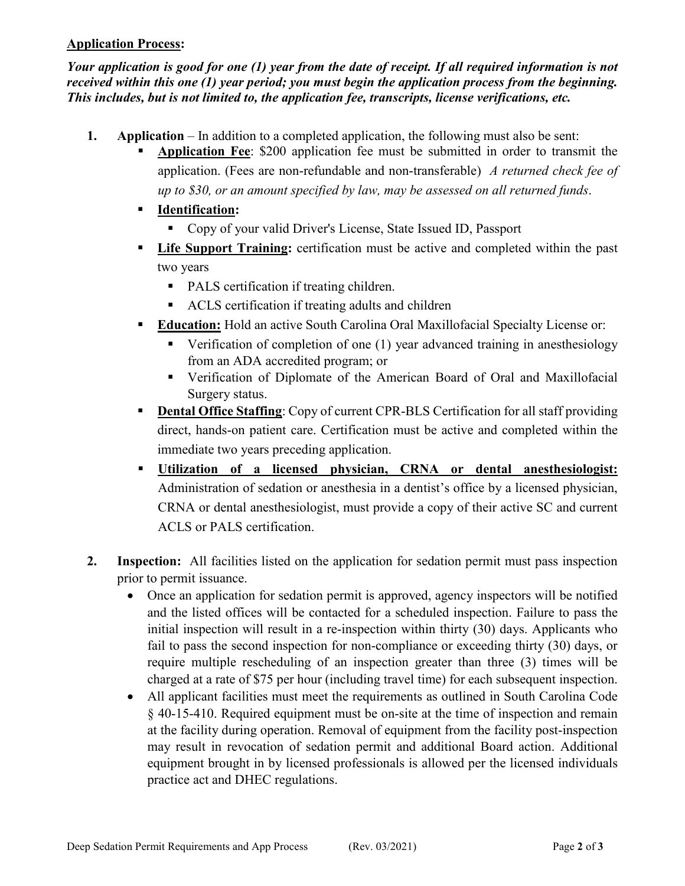**Application Process:**

***Your application is good for one (1) year from the date of receipt. If all required information is not received within this one (1) year period; you must begin the application process from the beginning. This includes, but is not limited to, the application fee, transcripts, license verifications, etc.***

1. **Application** – In addition to a completed application, the following must also be sent:
   - **Application Fee**: $200 application fee must be submitted in order to transmit the application. (Fees are non-refundable and non-transferable) *A returned check fee of up to $30, or an amount specified by law, may be assessed on all returned funds*.
   - **Identification:**
     - Copy of your valid Driver's License, State Issued ID, Passport
   - **Life Support Training:** certification must be active and completed within the past two years
     - PALS certification if treating children.
     - ACLS certification if treating adults and children
   - **Education:** Hold an active South Carolina Oral Maxillofacial Specialty License or:
     - Verification of completion of one (1) year advanced training in anesthesiology from an ADA accredited program; or
     - Verification of Diplomate of the American Board of Oral and Maxillofacial Surgery status.
   - **Dental Office Staffing**: Copy of current CPR-BLS Certification for all staff providing direct, hands-on patient care. Certification must be active and completed within the immediate two years preceding application.
   - **Utilization of a licensed physician, CRNA or dental anesthesiologist:** Administration of sedation or anesthesia in a dentist's office by a licensed physician, CRNA or dental anesthesiologist, must provide a copy of their active SC and current ACLS or PALS certification.

2. **Inspection:** All facilities listed on the application for sedation permit must pass inspection prior to permit issuance.
   - Once an application for sedation permit is approved, agency inspectors will be notified and the listed offices will be contacted for a scheduled inspection. Failure to pass the initial inspection will result in a re-inspection within thirty (30) days. Applicants who fail to pass the second inspection for non-compliance or exceeding thirty (30) days, or require multiple rescheduling of an inspection greater than three (3) times will be charged at a rate of $75 per hour (including travel time) for each subsequent inspection.
   - All applicant facilities must meet the requirements as outlined in South Carolina Code § 40-15-410. Required equipment must be on-site at the time of inspection and remain at the facility during operation. Removal of equipment from the facility post-inspection may result in revocation of sedation permit and additional Board action. Additional equipment brought in by licensed professionals is allowed per the licensed individuals practice act and DHEC regulations.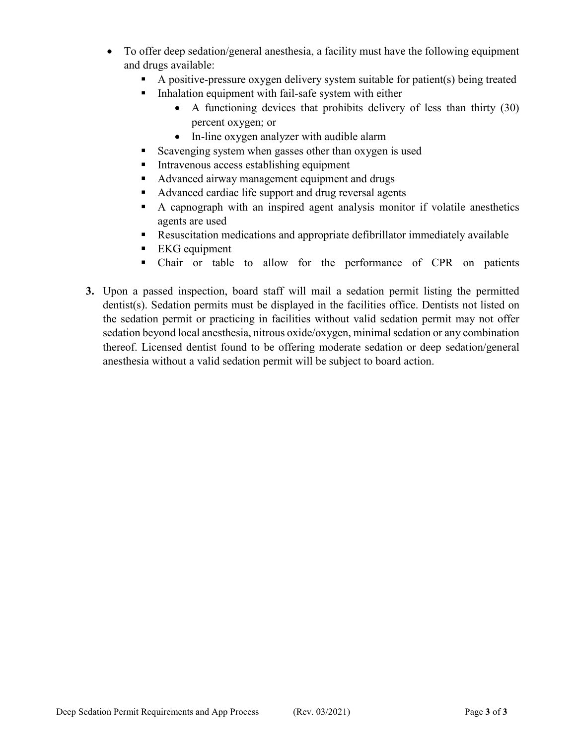- To offer deep sedation/general anesthesia, a facility must have the following equipment and drugs available:
  - A positive-pressure oxygen delivery system suitable for patient(s) being treated
  - Inhalation equipment with fail-safe system with either
    - A functioning devices that prohibits delivery of less than thirty (30) percent oxygen; or
    - In-line oxygen analyzer with audible alarm
  - Scavenging system when gasses other than oxygen is used
  - Intravenous access establishing equipment
  - Advanced airway management equipment and drugs
  - Advanced cardiac life support and drug reversal agents
  - A capnograph with an inspired agent analysis monitor if volatile anesthetics agents are used
  - Resuscitation medications and appropriate defibrillator immediately available
  - EKG equipment
  - Chair or table to allow for the performance of CPR on patients

**3.** Upon a passed inspection, board staff will mail a sedation permit listing the permitted dentist(s). Sedation permits must be displayed in the facilities office. Dentists not listed on the sedation permit or practicing in facilities without valid sedation permit may not offer sedation beyond local anesthesia, nitrous oxide/oxygen, minimal sedation or any combination thereof. Licensed dentist found to be offering moderate sedation or deep sedation/general anesthesia without a valid sedation permit will be subject to board action.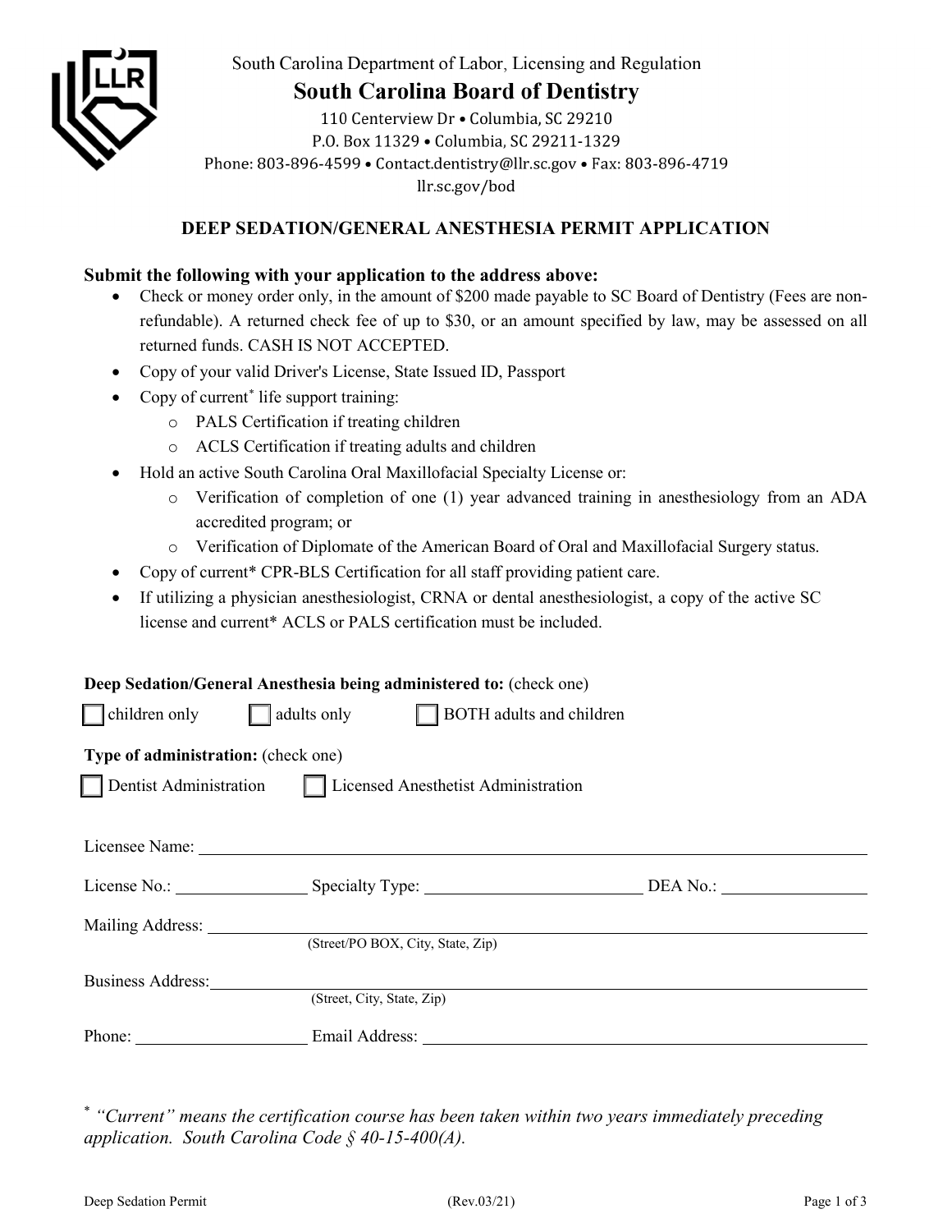South Carolina Department of Labor, Licensing and Regulation

# South Carolina Board of Dentistry

110 Centerview Dr • Columbia, SC 29210
P.O. Box 11329 • Columbia, SC 29211-1329
Phone: 803-896-4599 • Contact.dentistry@llr.sc.gov • Fax: 803-896-4719
llr.sc.gov/bod

## DEEP SEDATION/GENERAL ANESTHESIA PERMIT APPLICATION

**Submit the following with your application to the address above:**

- Check or money order only, in the amount of $200 made payable to SC Board of Dentistry (Fees are non-refundable). A returned check fee of up to $30, or an amount specified by law, may be assessed on all returned funds. CASH IS NOT ACCEPTED.
- Copy of your valid Driver's License, State Issued ID, Passport
- Copy of current* life support training:
  - PALS Certification if treating children
  - ACLS Certification if treating adults and children
- Hold an active South Carolina Oral Maxillofacial Specialty License or:
  - Verification of completion of one (1) year advanced training in anesthesiology from an ADA accredited program; or
  - Verification of Diplomate of the American Board of Oral and Maxillofacial Surgery status.
- Copy of current* CPR-BLS Certification for all staff providing patient care.
- If utilizing a physician anesthesiologist, CRNA or dental anesthesiologist, a copy of the active SC license and current* ACLS or PALS certification must be included.

**Deep Sedation/General Anesthesia being administered to:** (check one)

☐ children only ☐ adults only ☐ BOTH adults and children

**Type of administration:** (check one)

☐ Dentist Administration ☐ Licensed Anesthetist Administration

Licensee Name: ____________________________________________

License No.: ______________ Specialty Type: ______________________ DEA No.: ______________

Mailing Address: ____________________________________________
(Street/PO BOX, City, State, Zip)

Business Address: ____________________________________________
(Street, City, State, Zip)

Phone: ________________ Email Address: ______________________________

\* *"Current" means the certification course has been taken within two years immediately preceding application. South Carolina Code § 40-15-400(A).*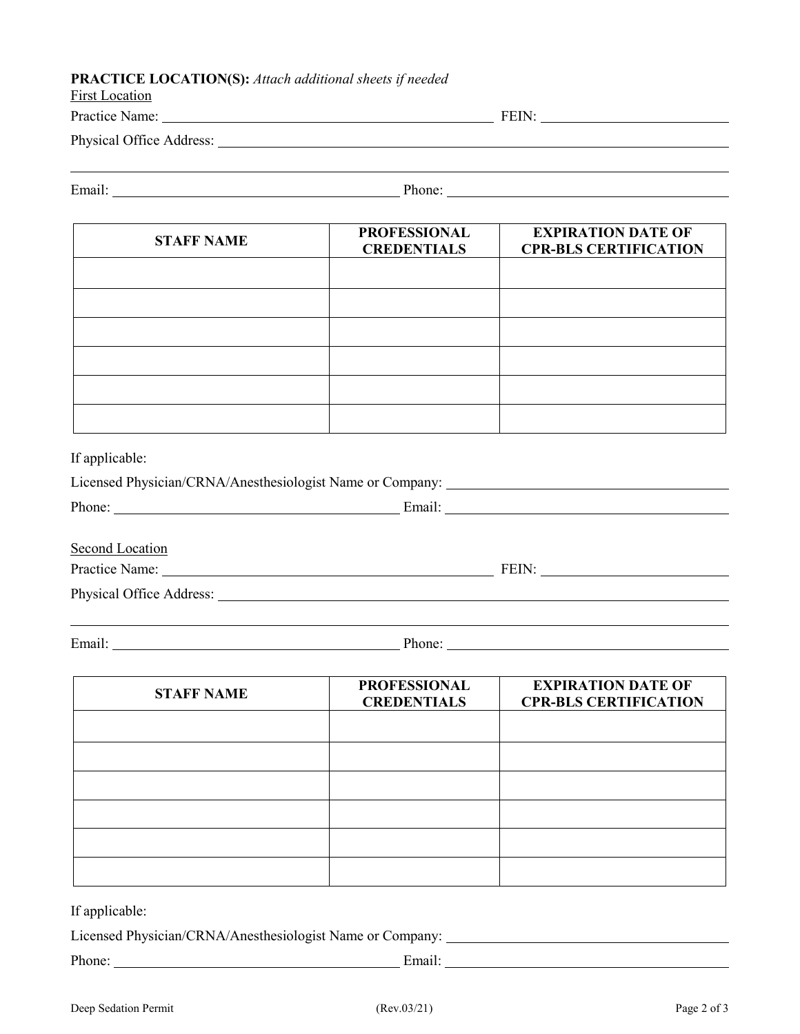**PRACTICE LOCATION(S):** *Attach additional sheets if needed*

First Location

Practice Name: ______________________________ FEIN: ______________________

Physical Office Address: ________________________________________________

_______________________________________________________________________

Email: ______________________________ Phone: ______________________________

| STAFF NAME | PROFESSIONAL CREDENTIALS | EXPIRATION DATE OF CPR-BLS CERTIFICATION |
|---|---|---|
| | | |
| | | |
| | | |
| | | |
| | | |
| | | |

If applicable:

Licensed Physician/CRNA/Anesthesiologist Name or Company: ______________________

Phone: ______________________________ Email: ______________________________

Second Location

Practice Name: ______________________________ FEIN: ______________________

Physical Office Address: ________________________________________________

_______________________________________________________________________

Email: ______________________________ Phone: ______________________________

| STAFF NAME | PROFESSIONAL CREDENTIALS | EXPIRATION DATE OF CPR-BLS CERTIFICATION |
|---|---|---|
| | | |
| | | |
| | | |
| | | |
| | | |
| | | |

If applicable:

Licensed Physician/CRNA/Anesthesiologist Name or Company: ______________________

Phone: ______________________________ Email: ______________________________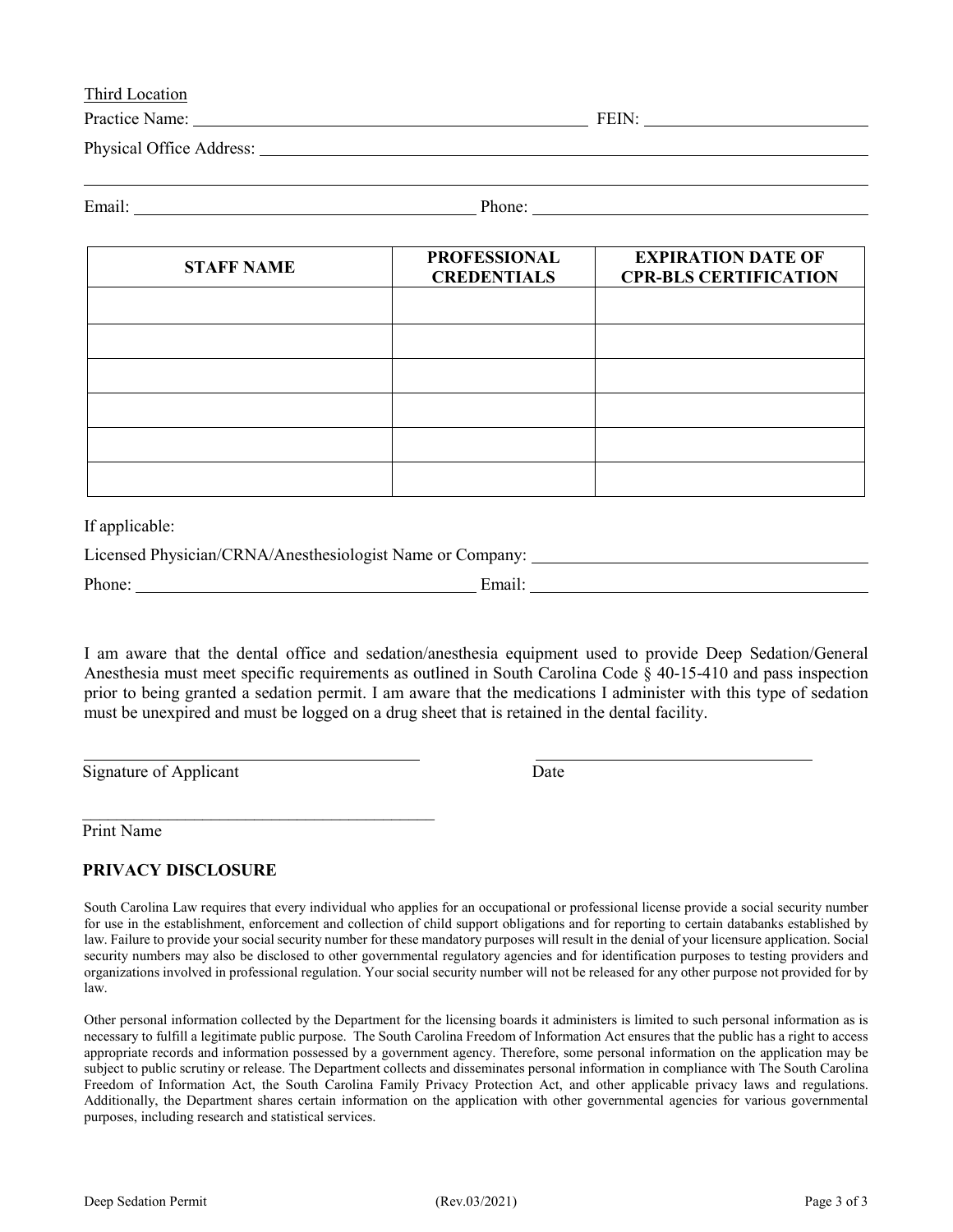Third Location

Practice Name: ______________________________ FEIN: ______________

Physical Office Address: ______________________________________________

______________________________________________________________

Email: ______________________________ Phone: ______________________________

| STAFF NAME | PROFESSIONAL CREDENTIALS | EXPIRATION DATE OF CPR-BLS CERTIFICATION |
|---|---|---|
| | | |
| | | |
| | | |
| | | |
| | | |
| | | |

If applicable:

Licensed Physician/CRNA/Anesthesiologist Name or Company: ______________________________

Phone: ______________________________ Email: ______________________________

I am aware that the dental office and sedation/anesthesia equipment used to provide Deep Sedation/General Anesthesia must meet specific requirements as outlined in South Carolina Code § 40-15-410 and pass inspection prior to being granted a sedation permit. I am aware that the medications I administer with this type of sedation must be unexpired and must be logged on a drug sheet that is retained in the dental facility.

______________________________ ______________________________

Signature of Applicant Date

______________________________

Print Name

## PRIVACY DISCLOSURE

South Carolina Law requires that every individual who applies for an occupational or professional license provide a social security number for use in the establishment, enforcement and collection of child support obligations and for reporting to certain databanks established by law. Failure to provide your social security number for these mandatory purposes will result in the denial of your licensure application. Social security numbers may also be disclosed to other governmental regulatory agencies and for identification purposes to testing providers and organizations involved in professional regulation. Your social security number will not be released for any other purpose not provided for by law.

Other personal information collected by the Department for the licensing boards it administers is limited to such personal information as is necessary to fulfill a legitimate public purpose. The South Carolina Freedom of Information Act ensures that the public has a right to access appropriate records and information possessed by a government agency. Therefore, some personal information on the application may be subject to public scrutiny or release. The Department collects and disseminates personal information in compliance with The South Carolina Freedom of Information Act, the South Carolina Family Privacy Protection Act, and other applicable privacy laws and regulations. Additionally, the Department shares certain information on the application with other governmental agencies for various governmental purposes, including research and statistical services.